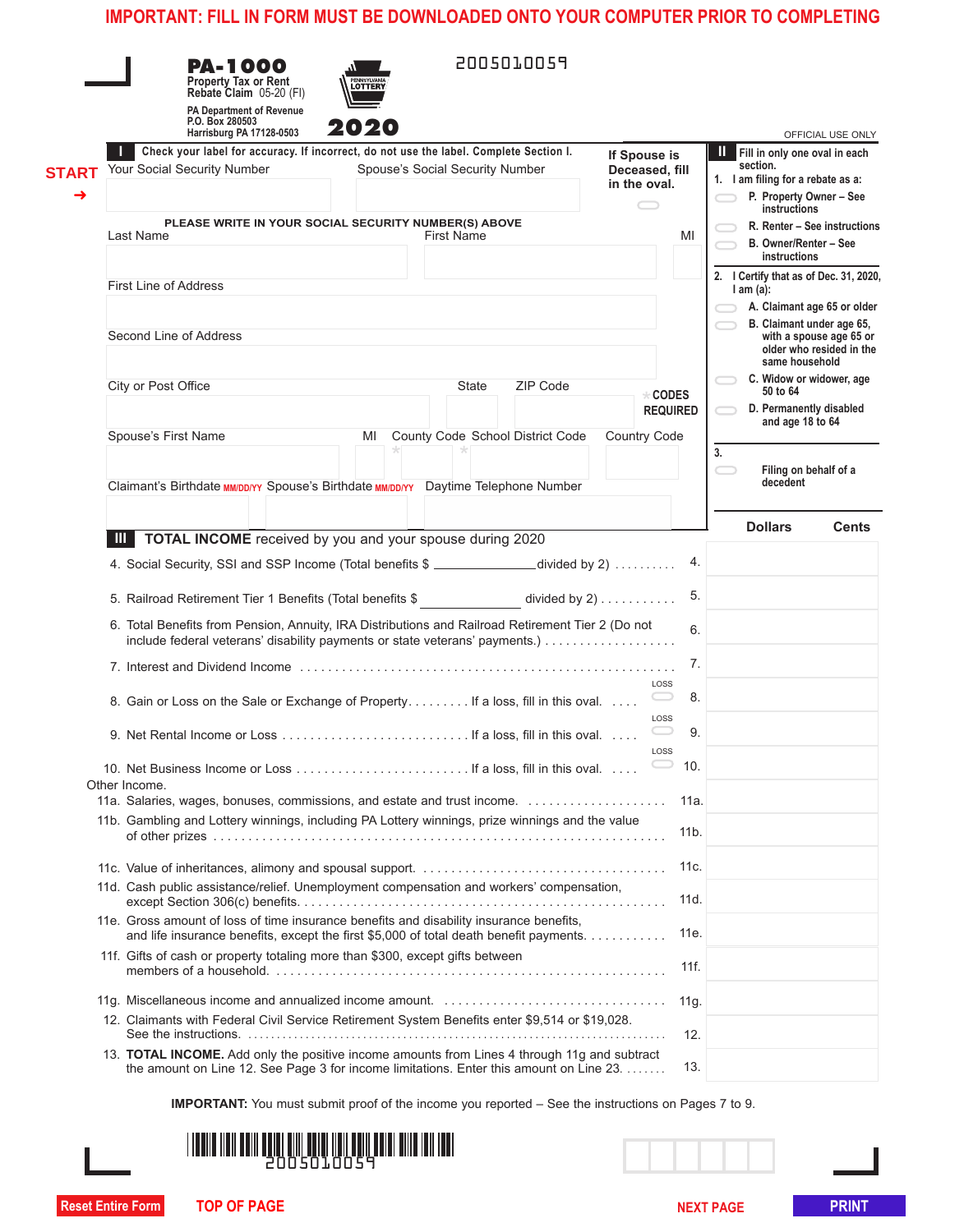**IMPORTANT: FILL IN FORM MUST BE DOWNLOADED ONTO YOUR COMPUTER PRIOR TO COMPLETING**

# PA-1000

**Property Tax or Rent Rebate Claim** 05-20 (FI)

PA Department of Revenue
P.O. Box 280503
Harrisburg PA 17128-0503

**2020**

2005010059

OFFICIAL USE ONLY

## I Check your label for accuracy. If incorrect, do not use the label. Complete Section I.

START →

Your Social Security Number | Spouse's Social Security Number | If Spouse is Deceased, fill in the oval.

PLEASE WRITE IN YOUR SOCIAL SECURITY NUMBER(S) ABOVE

Last Name | First Name | MI

First Line of Address

Second Line of Address

City or Post Office | State | ZIP Code

\* CODES REQUIRED

Spouse's First Name | MI | County Code \* | School District Code \* | Country Code

Claimant's Birthdate MM/DD/YY | Spouse's Birthdate MM/DD/YY | Daytime Telephone Number

## II Fill in only one oval in each section.

1. I am filing for a rebate as a:
   - P. Property Owner – See instructions
   - R. Renter – See instructions
   - B. Owner/Renter – See instructions

2. I Certify that as of Dec. 31, 2020, I am (a):
   - A. Claimant age 65 or older
   - B. Claimant under age 65, with a spouse age 65 or older who resided in the same household
   - C. Widow or widower, age 50 to 64
   - D. Permanently disabled and age 18 to 64

3. Filing on behalf of a decedent

## III TOTAL INCOME received by you and your spouse during 2020

| Line | Description | | Dollars | Cents |
|---|---|---|---|---|
| 4. | Social Security, SSI and SSP Income (Total benefits $ ____________ divided by 2) | | | |
| 5. | Railroad Retirement Tier 1 Benefits (Total benefits $ ____________ divided by 2) | | | |
| 6. | Total Benefits from Pension, Annuity, IRA Distributions and Railroad Retirement Tier 2 (Do not include federal veterans' disability payments or state veterans' payments.) | | | |
| 7. | Interest and Dividend Income | | | |
| 8. | Gain or Loss on the Sale or Exchange of Property. If a loss, fill in this oval. | LOSS | | |
| 9. | Net Rental Income or Loss. If a loss, fill in this oval. | LOSS | | |
| 10. | Net Business Income or Loss. If a loss, fill in this oval. | LOSS | | |
| | Other Income. | | | |
| 11a. | Salaries, wages, bonuses, commissions, and estate and trust income. | | | |
| 11b. | Gambling and Lottery winnings, including PA Lottery winnings, prize winnings and the value of other prizes | | | |
| 11c. | Value of inheritances, alimony and spousal support. | | | |
| 11d. | Cash public assistance/relief. Unemployment compensation and workers' compensation, except Section 306(c) benefits. | | | |
| 11e. | Gross amount of loss of time insurance benefits and disability insurance benefits, and life insurance benefits, except the first $5,000 of total death benefit payments. | | | |
| 11f. | Gifts of cash or property totaling more than $300, except gifts between members of a household. | | | |
| 11g. | Miscellaneous income and annualized income amount. | | | |
| 12. | Claimants with Federal Civil Service Retirement System Benefits enter $9,514 or $19,028. See the instructions. | | | |
| 13. | **TOTAL INCOME.** Add only the positive income amounts from Lines 4 through 11g and subtract the amount on Line 12. See Page 3 for income limitations. Enter this amount on Line 23. | | | |

**IMPORTANT:** You must submit proof of the income you reported – See the instructions on Pages 7 to 9.

2005010059

Reset Entire Form | TOP OF PAGE | NEXT PAGE | PRINT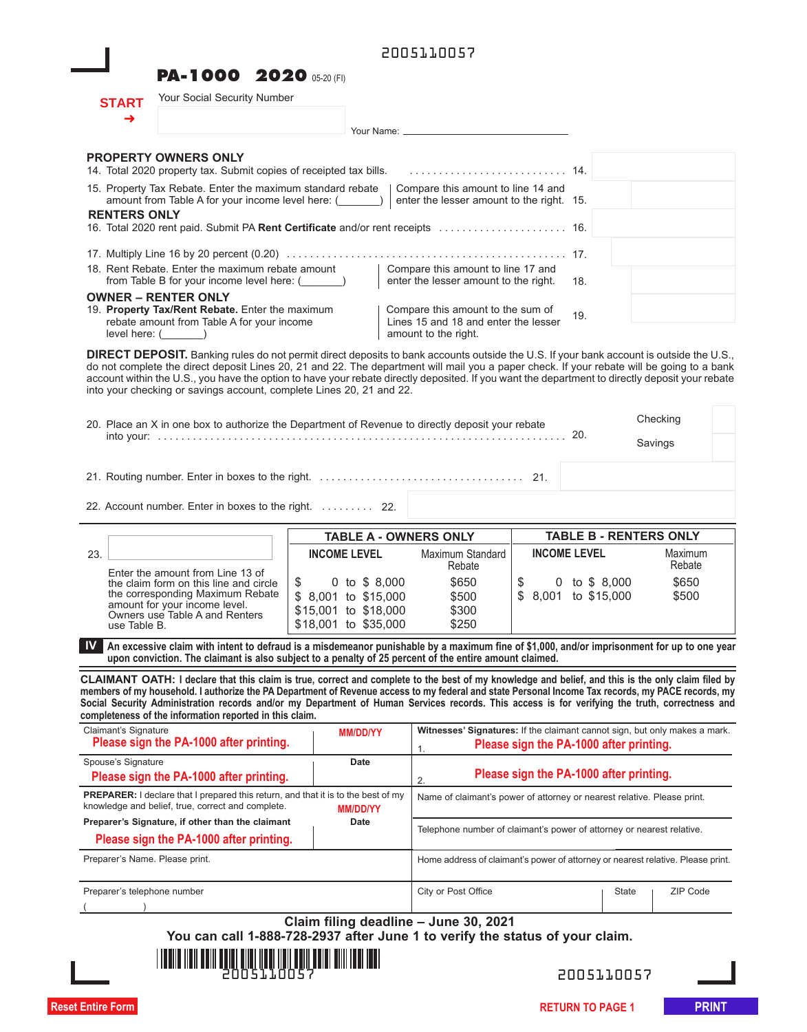2005110057

# PA-1000 2020 05-20 (FI)

**START** ➜ Your Social Security Number

Your Name: ____________________

## PROPERTY OWNERS ONLY

14. Total 2020 property tax. Submit copies of receipted tax bills. . . . . . . . . . . . . . . . . . . . . . . . . . . . 14.

15. Property Tax Rebate. Enter the maximum standard rebate amount from Table A for your income level here: (_______) | Compare this amount to line 14 and enter the lesser amount to the right. 15.

## RENTERS ONLY

16. Total 2020 rent paid. Submit PA **Rent Certificate** and/or rent receipts . . . . . . . . . . . . . . . . . . . . . . 16.

17. Multiply Line 16 by 20 percent (0.20) . . . . . . . . . . . . . . . . . . . . . . . . . . . . . . . . . . . . . . . . . . . . . . . 17.

18. Rent Rebate. Enter the maximum rebate amount from Table B for your income level here: (_______) | Compare this amount to line 17 and enter the lesser amount to the right. 18.

## OWNER – RENTER ONLY

19. **Property Tax/Rent Rebate.** Enter the maximum rebate amount from Table A for your income level here: (_______) | Compare this amount to the sum of Lines 15 and 18 and enter the lesser amount to the right. 19.

**DIRECT DEPOSIT.** Banking rules do not permit direct deposits to bank accounts outside the U.S. If your bank account is outside the U.S., do not complete the direct deposit Lines 20, 21 and 22. The department will mail you a paper check. If your rebate will be going to a bank account within the U.S., you have the option to have your rebate directly deposited. If you want the department to directly deposit your rebate into your checking or savings account, complete Lines 20, 21 and 22.

20. Place an X in one box to authorize the Department of Revenue to directly deposit your rebate into your: . . . . . . . . . . . . . . . . . . . . . . . . . . . . . . . . . . . . . . . . . . . . . . . 20. Checking / Savings

21. Routing number. Enter in boxes to the right. . . . . . . . . . . . . . . . . . . . . . . . . . . . . . . . . . . . 21.

22. Account number. Enter in boxes to the right. . . . . . . . . . 22.

23. Enter the amount from Line 13 of the claim form on this line and circle the corresponding Maximum Rebate amount for your income level. Owners use Table A and Renters use Table B.

| TABLE A - OWNERS ONLY | | TABLE B - RENTERS ONLY | |
|---|---|---|---|
| INCOME LEVEL | Maximum Standard Rebate | INCOME LEVEL | Maximum Rebate |
| $ 0 to $ 8,000 | $650 | $ 0 to $ 8,000 | $650 |
| $ 8,001 to $15,000 | $500 | $ 8,001 to $15,000 | $500 |
| $15,001 to $18,000 | $300 | | |
| $18,001 to $35,000 | $250 | | |

**IV** **An excessive claim with intent to defraud is a misdemeanor punishable by a maximum fine of $1,000, and/or imprisonment for up to one year upon conviction. The claimant is also subject to a penalty of 25 percent of the entire amount claimed.**

**CLAIMANT OATH: I declare that this claim is true, correct and complete to the best of my knowledge and belief, and this is the only claim filed by members of my household. I authorize the PA Department of Revenue access to my federal and state Personal Income Tax records, my PACE records, my Social Security Administration records and/or my Department of Human Services records. This access is for verifying the truth, correctness and completeness of the information reported in this claim.**

Claimant's Signature — Please sign the PA-1000 after printing. — MM/DD/YY

Spouse's Signature — Please sign the PA-1000 after printing. — Date

**PREPARER:** I declare that I prepared this return, and that it is to the best of my knowledge and belief, true, correct and complete. — MM/DD/YY

**Preparer's Signature, if other than the claimant** — Please sign the PA-1000 after printing. — Date

Preparer's Name. Please print.

Preparer's telephone number ( )

**Witnesses' Signatures:** If the claimant cannot sign, but only makes a mark.

1. Please sign the PA-1000 after printing.

2. Please sign the PA-1000 after printing.

Name of claimant's power of attorney or nearest relative. Please print.

Telephone number of claimant's power of attorney or nearest relative.

Home address of claimant's power of attorney or nearest relative. Please print.

City or Post Office | State | ZIP Code

**Claim filing deadline – June 30, 2021**

**You can call 1-888-728-2937 after June 1 to verify the status of your claim.**

2005110057

2005110057

Reset Entire Form RETURN TO PAGE 1 PRINT